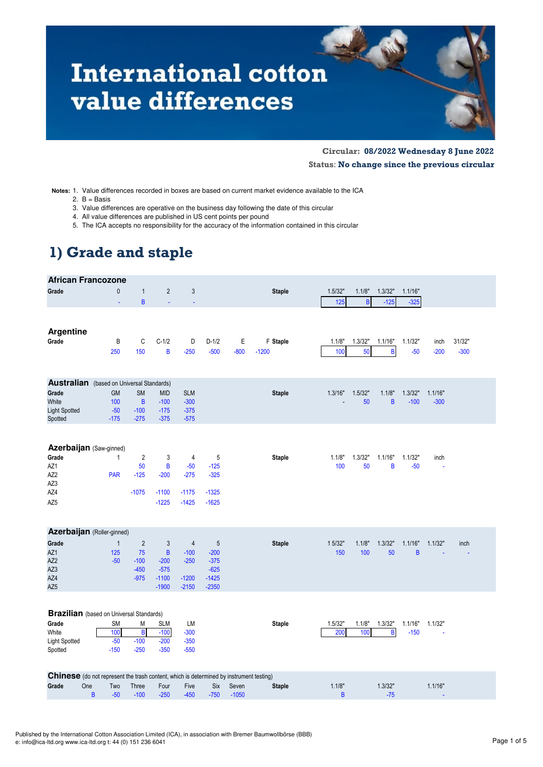# International cotton value differences

**Circular: 08/2022 Wednesday 8 June 2022**

**Status: No change since the previous circular**

**Notes:**
1. Value differences recorded in boxes are based on current market evidence available to the ICA
2. B = Basis
3. Value differences are operative on the business day following the date of this circular
4. All value differences are published in US cent points per pound
5. The ICA accepts no responsibility for the accuracy of the information contained in this circular

## 1) Grade and staple

### African Francozone

| Grade | 0 | 1 | 2 | 3 |
|---|---|---|---|---|
| | - | B | - | - |

| Staple | 1.5/32" | 1.1/8" | 1.3/32" | 1.1/16" |
|---|---|---|---|---|
| | 125 | B | -125 | -325 |

### Argentine

| Grade | B | C | C-1/2 | D | D-1/2 | E | F |
|---|---|---|---|---|---|---|---|
| | 250 | 150 | B | -250 | -500 | -800 | -1200 |

| Staple | 1.1/8" | 1.3/32" | 1.1/16" | 1.1/32" | inch | 31/32" |
|---|---|---|---|---|---|---|
| | 100 | 50 | B | -50 | -200 | -300 |

### Australian (based on Universal Standards)

| Grade | GM | SM | MID | SLM |
|---|---|---|---|---|
| White | 100 | B | -100 | -300 |
| Light Spotted | -50 | -100 | -175 | -375 |
| Spotted | -175 | -275 | -375 | -575 |

| Staple | 1.3/16" | 1.5/32" | 1.1/8" | 1.3/32" | 1.1/16" |
|---|---|---|---|---|---|
| | - | 50 | B | -100 | -300 |

### Azerbaijan (Saw-ginned)

| Grade | 1 | 2 | 3 | 4 | 5 |
|---|---|---|---|---|---|
| AZ1 | | 50 | B | -50 | -125 |
| AZ2 | PAR | -125 | -200 | -275 | -325 |
| AZ3 | | | | | |
| AZ4 | | -1075 | -1100 | -1175 | -1325 |
| AZ5 | | | -1225 | -1425 | -1625 |

| Staple | 1.1/8" | 1.3/32" | 1.1/16" | 1.1/32" | inch |
|---|---|---|---|---|---|
| | 100 | 50 | B | -50 | - |

### Azerbaijan (Roller-ginned)

| Grade | 1 | 2 | 3 | 4 | 5 |
|---|---|---|---|---|---|
| AZ1 | 125 | 75 | B | -100 | -200 |
| AZ2 | -50 | -100 | -200 | -250 | -375 |
| AZ3 | | -450 | -575 | | -625 |
| AZ4 | | -975 | -1100 | -1200 | -1425 |
| AZ5 | | | -1900 | -2150 | -2350 |

| Staple | 1 5/32" | 1.1/8" | 1.3/32" | 1.1/16" | 1.1/32" | inch |
|---|---|---|---|---|---|---|
| | 150 | 100 | 50 | B | - | - |

### Brazilian (based on Universal Standards)

| Grade | SM | M | SLM | LM |
|---|---|---|---|---|
| White | 100 | B | -100 | -300 |
| Light Spotted | -50 | -100 | -200 | -350 |
| Spotted | -150 | -250 | -350 | -550 |

| Staple | 1.5/32" | 1.1/8" | 1.3/32" | 1.1/16" | 1.1/32" |
|---|---|---|---|---|---|
| | 200 | 100 | B | -150 | - |

### Chinese (do not represent the trash content, which is determined by instrument testing)

| Grade | One | Two | Three | Four | Five | Six | Seven |
|---|---|---|---|---|---|---|---|
| | B | -50 | -100 | -250 | -450 | -750 | -1050 |

| Staple | 1.1/8" | 1.3/32" | 1.1/16" |
|---|---|---|---|
| | B | -75 | - |

Published by the International Cotton Association Limited (ICA), in association with Bremer Baumwollbörse (BBB)
e: info@ica-ltd.org www.ica-ltd.org t: 44 (0) 151 236 6041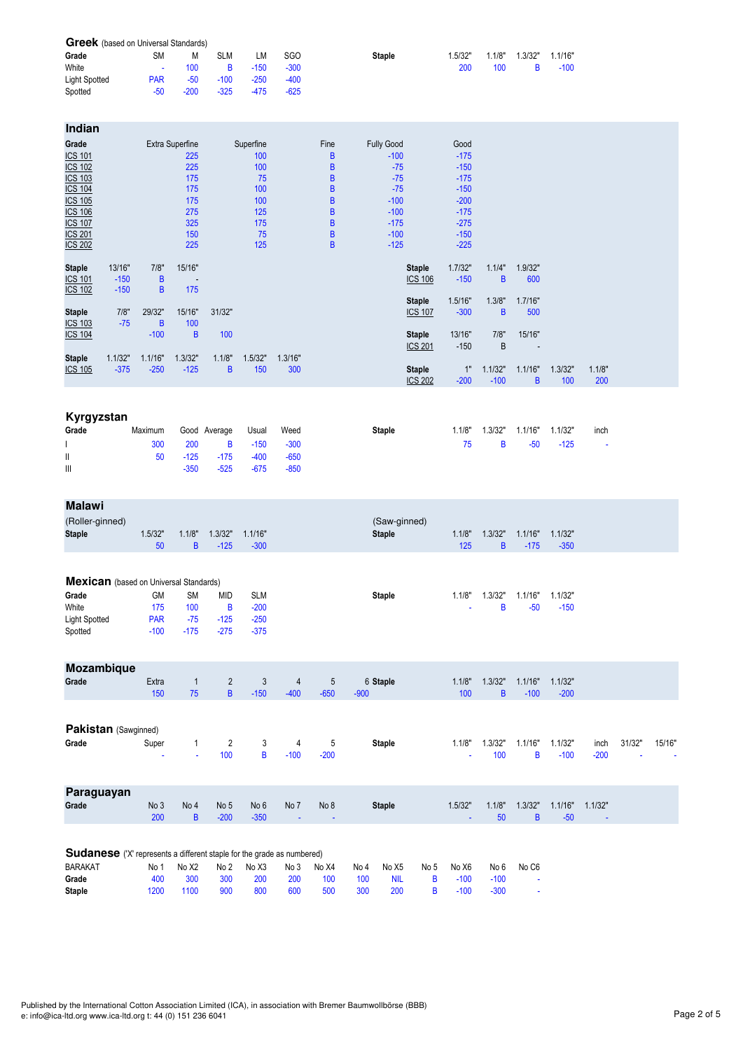## Greek (based on Universal Standards)

| Grade | SM | M | SLM | LM | SGO |
|---|---|---|---|---|---|
| White | - | 100 | B | -150 | -300 |
| Light Spotted | PAR | -50 | -100 | -250 | -400 |
| Spotted | -50 | -200 | -325 | -475 | -625 |

| Staple | 1.5/32" | 1.1/8" | 1.3/32" | 1.1/16" |
|---|---|---|---|---|
| | 200 | 100 | B | -100 |

## Indian

| Grade | Extra Superfine | Superfine | Fine | Fully Good | Good |
|---|---|---|---|---|---|
| ICS 101 | 225 | 100 | B | -100 | -175 |
| ICS 102 | 225 | 100 | B | -75 | -150 |
| ICS 103 | 175 | 75 | B | -75 | -175 |
| ICS 104 | 175 | 100 | B | -75 | -150 |
| ICS 105 | 175 | 100 | B | -100 | -200 |
| ICS 106 | 275 | 125 | B | -100 | -175 |
| ICS 107 | 325 | 175 | B | -175 | -275 |
| ICS 201 | 150 | 75 | B | -100 | -150 |
| ICS 202 | 225 | 125 | B | -125 | -225 |

| Staple | 13/16" | 7/8" | 15/16" |
|---|---|---|---|
| ICS 101 | -150 | B | - |
| ICS 102 | -150 | B | 175 |

| Staple | 7/8" | 29/32" | 15/16" | 31/32" |
|---|---|---|---|---|
| ICS 103 | -75 | B | 100 | |
| ICS 104 | | -100 | B | 100 |

| Staple | 1.1/32" | 1.1/16" | 1.3/32" | 1.1/8" | 1.5/32" | 1.3/16" |
|---|---|---|---|---|---|---|
| ICS 105 | -375 | -250 | -125 | B | 150 | 300 |

| Staple | 1.7/32" | 1.1/4" | 1.9/32" |
|---|---|---|---|
| ICS 106 | -150 | B | 600 |

| Staple | 1.5/16" | 1.3/8" | 1.7/16" |
|---|---|---|---|
| ICS 107 | -300 | B | 500 |

| Staple | 13/16" | 7/8" | 15/16" |
|---|---|---|---|
| ICS 201 | -150 | B | - |

| Staple | 1" | 1.1/32" | 1.1/16" | 1.3/32" | 1.1/8" |
|---|---|---|---|---|---|
| ICS 202 | -200 | -100 | B | 100 | 200 |

## Kyrgyzstan

| Grade | Maximum | Good | Average | Usual | Weed |
|---|---|---|---|---|---|
| I | 300 | 200 | B | -150 | -300 |
| II | 50 | -125 | -175 | -400 | -650 |
| III | | -350 | -525 | -675 | -850 |

| Staple | 1.1/8" | 1.3/32" | 1.1/16" | 1.1/32" | inch |
|---|---|---|---|---|---|
| | 75 | B | -50 | -125 | - |

## Malawi

(Roller-ginned)

| Staple | 1.5/32" | 1.1/8" | 1.3/32" | 1.1/16" |
|---|---|---|---|---|
| | 50 | B | -125 | -300 |

(Saw-ginned)

| Staple | 1.1/8" | 1.3/32" | 1.1/16" | 1.1/32" |
|---|---|---|---|---|
| | 125 | B | -175 | -350 |

## Mexican (based on Universal Standards)

| Grade | GM | SM | MID | SLM |
|---|---|---|---|---|
| White | 175 | 100 | B | -200 |
| Light Spotted | PAR | -75 | -125 | -250 |
| Spotted | -100 | -175 | -275 | -375 |

| Staple | 1.1/8" | 1.3/32" | 1.1/16" | 1.1/32" |
|---|---|---|---|---|
| | - | B | -50 | -150 |

## Mozambique

| Grade | Extra | 1 | 2 | 3 | 4 | 5 | 6 |
|---|---|---|---|---|---|---|---|
| | 150 | 75 | B | -150 | -400 | -650 | -900 |

| Staple | 1.1/8" | 1.3/32" | 1.1/16" | 1.1/32" |
|---|---|---|---|---|
| | 100 | B | -100 | -200 |

## Pakistan (Sawginned)

| Grade | Super | 1 | 2 | 3 | 4 | 5 |
|---|---|---|---|---|---|---|
| | - | - | 100 | B | -100 | -200 |

| Staple | 1.1/8" | 1.3/32" | 1.1/16" | 1.1/32" | inch | 31/32" | 15/16" |
|---|---|---|---|---|---|---|---|
| | - | 100 | B | -100 | -200 | - | - |

## Paraguayan

| Grade | No 3 | No 4 | No 5 | No 6 | No 7 | No 8 |
|---|---|---|---|---|---|---|
| | 200 | B | -200 | -350 | - | - |

| Staple | 1.5/32" | 1.1/8" | 1.3/32" | 1.1/16" | 1.1/32" |
|---|---|---|---|---|---|
| | - | 50 | B | -50 | - |

## Sudanese ('X' represents a different staple for the grade as numbered)

| BARAKAT | No 1 | No X2 | No 2 | No X3 | No 3 | No X4 | No 4 | No X5 | No 5 | No X6 | No 6 | No C6 |
|---|---|---|---|---|---|---|---|---|---|---|---|---|
| Grade | 400 | 300 | 300 | 200 | 200 | 100 | 100 | NIL | B | -100 | -100 | - |
| Staple | 1200 | 1100 | 900 | 800 | 600 | 500 | 300 | 200 | B | -100 | -300 | - |

Published by the International Cotton Association Limited (ICA), in association with Bremer Baumwollbörse (BBB)
e: info@ica-ltd.org www.ica-ltd.org t: 44 (0) 151 236 6041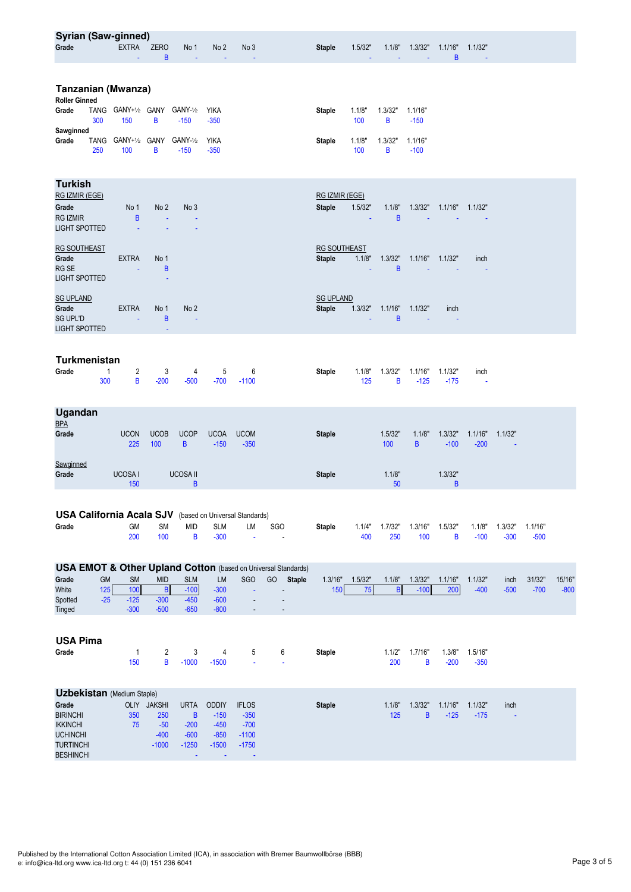## Syrian (Saw-ginned)

| Grade | EXTRA | ZERO | No 1 | No 2 | No 3 |
|---|---|---|---|---|---|
| | - | B | - | - | - |

| Staple | 1.5/32" | 1.1/8" | 1.3/32" | 1.1/16" | 1.1/32" |
|---|---|---|---|---|---|
| | - | - | - | B | - |

## Tanzanian (Mwanza)

**Roller Ginned**

| Grade | TANG | GANY+½ | GANY | GANY-½ | YIKA |
|---|---|---|---|---|---|
| | 300 | 150 | B | -150 | -350 |

| Staple | 1.1/8" | 1.3/32" | 1.1/16" |
|---|---|---|---|
| | 100 | B | -150 |

**Sawginned**

| Grade | TANG | GANY+½ | GANY | GANY-½ | YIKA |
|---|---|---|---|---|---|
| | 250 | 100 | B | -150 | -350 |

| Staple | 1.1/8" | 1.3/32" | 1.1/16" |
|---|---|---|---|
| | 100 | B | -100 |

## Turkish

**RG IZMIR (EGE)**

| Grade | No 1 | No 2 | No 3 |
|---|---|---|---|
| RG IZMIR | B | - | - |
| LIGHT SPOTTED | - | - | - |

| Staple | 1.5/32" | 1.1/8" | 1.3/32" | 1.1/16" | 1.1/32" |
|---|---|---|---|---|---|
| | - | B | - | - | - |

**RG SOUTHEAST**

| Grade | EXTRA | No 1 |
|---|---|---|
| RG SE | - | B |
| LIGHT SPOTTED | | - |

| Staple | 1.1/8" | 1.3/32" | 1.1/16" | 1.1/32" | inch |
|---|---|---|---|---|---|
| | - | B | - | - | - |

**SG UPLAND**

| Grade | EXTRA | No 1 | No 2 |
|---|---|---|---|
| SG UPL'D | - | B | - |
| LIGHT SPOTTED | | - | |

| Staple | 1.3/32" | 1.1/16" | 1.1/32" | inch |
|---|---|---|---|---|
| | - | B | - | - |

## Turkmenistan

| Grade | 1 | 2 | 3 | 4 | 5 | 6 |
|---|---|---|---|---|---|---|
| | 300 | B | -200 | -500 | -700 | -1100 |

| Staple | 1.1/8" | 1.3/32" | 1.1/16" | 1.1/32" | inch |
|---|---|---|---|---|---|
| | 125 | B | -125 | -175 | - |

## Ugandan

**BPA**

| Grade | UCON | UCOB | UCOP | UCOA | UCOM |
|---|---|---|---|---|---|
| | 225 | 100 | B | -150 | -350 |

| Staple | 1.5/32" | 1.1/8" | 1.3/32" | 1.1/16" | 1.1/32" |
|---|---|---|---|---|---|
| | 100 | B | -100 | -200 | - |

**Sawginned**

| Grade | UCOSA I | UCOSA II |
|---|---|---|
| | 150 | B |

| Staple | 1.1/8" | 1.3/32" |
|---|---|---|
| | 50 | B |

## USA California Acala SJV (based on Universal Standards)

| Grade | GM | SM | MID | SLM | LM | SGO |
|---|---|---|---|---|---|---|
| | 200 | 100 | B | -300 | - | - |

| Staple | 1.1/4" | 1.7/32" | 1.3/16" | 1.5/32" | 1.1/8" | 1.3/32" | 1.1/16" |
|---|---|---|---|---|---|---|---|
| | 400 | 250 | 100 | B | -100 | -300 | -500 |

## USA EMOT & Other Upland Cotton (based on Universal Standards)

| Grade | GM | SM | MID | SLM | LM | SGO | GO |
|---|---|---|---|---|---|---|---|
| White | 125 | 100 | B | -100 | -300 | - | - |
| Spotted | -25 | -125 | -300 | -450 | -600 | - | - |
| Tinged | | -300 | -500 | -650 | -800 | - | - |

| Staple | 1.3/16" | 1.5/32" | 1.1/8" | 1.3/32" | 1.1/16" | 1.1/32" | inch | 31/32" | 15/16" |
|---|---|---|---|---|---|---|---|---|---|
| | 150 | 75 | B | -100 | 200 | -400 | -500 | -700 | -800 |

## USA Pima

| Grade | 1 | 2 | 3 | 4 | 5 | 6 |
|---|---|---|---|---|---|---|
| | 150 | B | -1000 | -1500 | - | - |

| Staple | 1.1/2" | 1.7/16" | 1.3/8" | 1.5/16" |
|---|---|---|---|---|
| | 200 | B | -200 | -350 |

## Uzbekistan (Medium Staple)

| Grade | OLIY | JAKSHI | URTA | ODDIY | IFLOS |
|---|---|---|---|---|---|
| BIRINCHI | 350 | 250 | B | -150 | -350 |
| IKKINCHI | 75 | -50 | -200 | -450 | -700 |
| UCHINCHI | | -400 | -600 | -850 | -1100 |
| TURTINCHI | | -1000 | -1250 | -1500 | -1750 |
| BESHINCHI | | | - | - | - |

| Staple | 1.1/8" | 1.3/32" | 1.1/16" | 1.1/32" | inch |
|---|---|---|---|---|---|
| | 125 | B | -125 | -175 | - |

Published by the International Cotton Association Limited (ICA), in association with Bremer Baumwollbörse (BBB)
e: info@ica-ltd.org www.ica-ltd.org t: 44 (0) 151 236 6041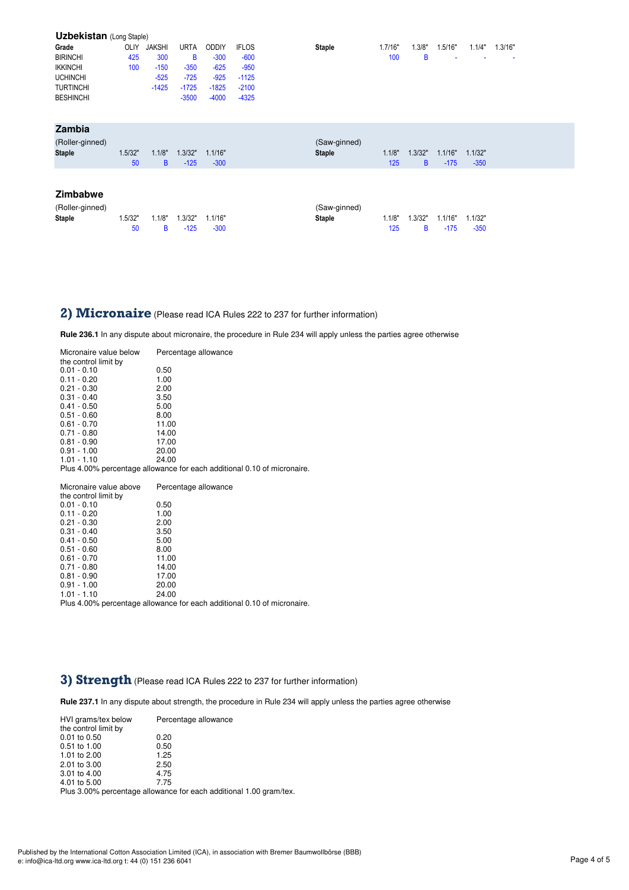### Uzbekistan (Long Staple)

| Grade | OLIY | JAKSHI | URTA | ODDIY | IFLOS |
|---|---|---|---|---|---|
| BIRINCHI | 425 | 300 | B | -300 | -600 |
| IKKINCHI | 100 | -150 | -350 | -625 | -950 |
| UCHINCHI | | -525 | -725 | -925 | -1125 |
| TURTINCHI | | -1425 | -1725 | -1825 | -2100 |
| BESHINCHI | | | -3500 | -4000 | -4325 |

| Staple | 1.7/16" | 1.3/8" | 1.5/16" | 1.1/4" | 1.3/16" |
|---|---|---|---|---|---|
| | 100 | B | - | - | - |

### Zambia

(Roller-ginned)

| Staple | 1.5/32" | 1.1/8" | 1.3/32" | 1.1/16" |
|---|---|---|---|---|
| | 50 | B | -125 | -300 |

(Saw-ginned)

| Staple | 1.1/8" | 1.3/32" | 1.1/16" | 1.1/32" |
|---|---|---|---|---|
| | 125 | B | -175 | -350 |

### Zimbabwe

(Roller-ginned)

| Staple | 1.5/32" | 1.1/8" | 1.3/32" | 1.1/16" |
|---|---|---|---|---|
| | 50 | B | -125 | -300 |

(Saw-ginned)

| Staple | 1.1/8" | 1.3/32" | 1.1/16" | 1.1/32" |
|---|---|---|---|---|
| | 125 | B | -175 | -350 |

## 2) Micronaire (Please read ICA Rules 222 to 237 for further information)

**Rule 236.1** In any dispute about micronaire, the procedure in Rule 234 will apply unless the parties agree otherwise

| Micronaire value below the control limit by | Percentage allowance |
|---|---|
| 0.01 - 0.10 | 0.50 |
| 0.11 - 0.20 | 1.00 |
| 0.21 - 0.30 | 2.00 |
| 0.31 - 0.40 | 3.50 |
| 0.41 - 0.50 | 5.00 |
| 0.51 - 0.60 | 8.00 |
| 0.61 - 0.70 | 11.00 |
| 0.71 - 0.80 | 14.00 |
| 0.81 - 0.90 | 17.00 |
| 0.91 - 1.00 | 20.00 |
| 1.01 - 1.10 | 24.00 |

Plus 4.00% percentage allowance for each additional 0.10 of micronaire.

| Micronaire value above the control limit by | Percentage allowance |
|---|---|
| 0.01 - 0.10 | 0.50 |
| 0.11 - 0.20 | 1.00 |
| 0.21 - 0.30 | 2.00 |
| 0.31 - 0.40 | 3.50 |
| 0.41 - 0.50 | 5.00 |
| 0.51 - 0.60 | 8.00 |
| 0.61 - 0.70 | 11.00 |
| 0.71 - 0.80 | 14.00 |
| 0.81 - 0.90 | 17.00 |
| 0.91 - 1.00 | 20.00 |
| 1.01 - 1.10 | 24.00 |

Plus 4.00% percentage allowance for each additional 0.10 of micronaire.

## 3) Strength (Please read ICA Rules 222 to 237 for further information)

**Rule 237.1** In any dispute about strength, the procedure in Rule 234 will apply unless the parties agree otherwise

| HVI grams/tex below the control limit by | Percentage allowance |
|---|---|
| 0.01 to 0.50 | 0.20 |
| 0.51 to 1.00 | 0.50 |
| 1.01 to 2.00 | 1.25 |
| 2.01 to 3.00 | 2.50 |
| 3.01 to 4.00 | 4.75 |
| 4.01 to 5.00 | 7.75 |

Plus 3.00% percentage allowance for each additional 1.00 gram/tex.

Published by the International Cotton Association Limited (ICA), in association with Bremer Baumwollbörse (BBB)
e: info@ica-ltd.org www.ica-ltd.org t: 44 (0) 151 236 6041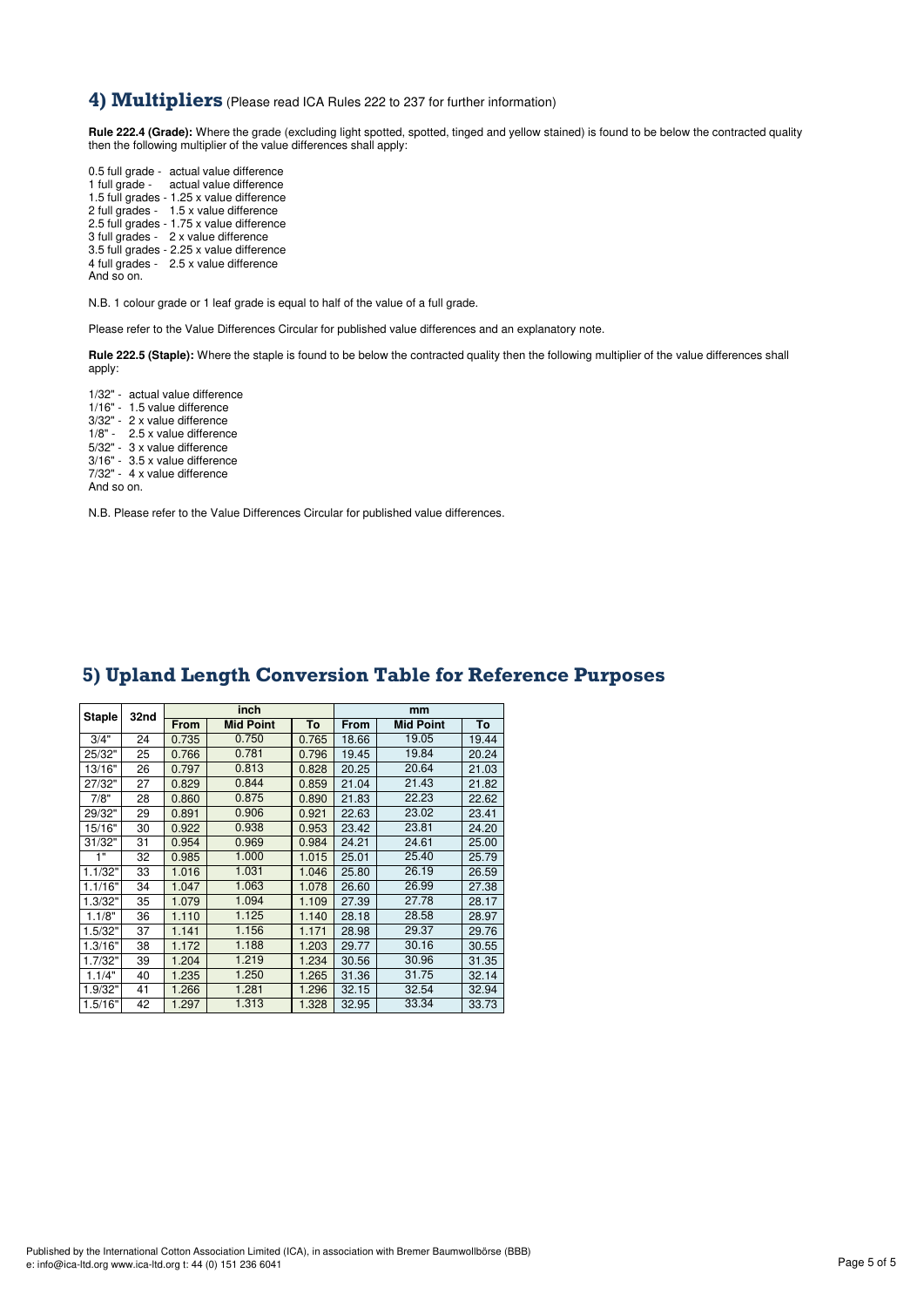## 4) Multipliers (Please read ICA Rules 222 to 237 for further information)

**Rule 222.4 (Grade):** Where the grade (excluding light spotted, spotted, tinged and yellow stained) is found to be below the contracted quality then the following multiplier of the value differences shall apply:

0.5 full grade - actual value difference
1 full grade - actual value difference
1.5 full grades - 1.25 x value difference
2 full grades - 1.5 x value difference
2.5 full grades - 1.75 x value difference
3 full grades - 2 x value difference
3.5 full grades - 2.25 x value difference
4 full grades - 2.5 x value difference
And so on.

N.B. 1 colour grade or 1 leaf grade is equal to half of the value of a full grade.

Please refer to the Value Differences Circular for published value differences and an explanatory note.

**Rule 222.5 (Staple):** Where the staple is found to be below the contracted quality then the following multiplier of the value differences shall apply:

1/32" - actual value difference
1/16" - 1.5 value difference
3/32" - 2 x value difference
1/8" - 2.5 x value difference
5/32" - 3 x value difference
3/16" - 3.5 x value difference
7/32" - 4 x value difference
And so on.

N.B. Please refer to the Value Differences Circular for published value differences.

## 5) Upland Length Conversion Table for Reference Purposes

| Staple | 32nd | inch | | | mm | | |
|---|---|---|---|---|---|---|---|
| | | From | Mid Point | To | From | Mid Point | To |
| 3/4" | 24 | 0.735 | 0.750 | 0.765 | 18.66 | 19.05 | 19.44 |
| 25/32" | 25 | 0.766 | 0.781 | 0.796 | 19.45 | 19.84 | 20.24 |
| 13/16" | 26 | 0.797 | 0.813 | 0.828 | 20.25 | 20.64 | 21.03 |
| 27/32" | 27 | 0.829 | 0.844 | 0.859 | 21.04 | 21.43 | 21.82 |
| 7/8" | 28 | 0.860 | 0.875 | 0.890 | 21.83 | 22.23 | 22.62 |
| 29/32" | 29 | 0.891 | 0.906 | 0.921 | 22.63 | 23.02 | 23.41 |
| 15/16" | 30 | 0.922 | 0.938 | 0.953 | 23.42 | 23.81 | 24.20 |
| 31/32" | 31 | 0.954 | 0.969 | 0.984 | 24.21 | 24.61 | 25.00 |
| 1" | 32 | 0.985 | 1.000 | 1.015 | 25.01 | 25.40 | 25.79 |
| 1.1/32" | 33 | 1.016 | 1.031 | 1.046 | 25.80 | 26.19 | 26.59 |
| 1.1/16" | 34 | 1.047 | 1.063 | 1.078 | 26.60 | 26.99 | 27.38 |
| 1.3/32" | 35 | 1.079 | 1.094 | 1.109 | 27.39 | 27.78 | 28.17 |
| 1.1/8" | 36 | 1.110 | 1.125 | 1.140 | 28.18 | 28.58 | 28.97 |
| 1.5/32" | 37 | 1.141 | 1.156 | 1.171 | 28.98 | 29.37 | 29.76 |
| 1.3/16" | 38 | 1.172 | 1.188 | 1.203 | 29.77 | 30.16 | 30.55 |
| 1.7/32" | 39 | 1.204 | 1.219 | 1.234 | 30.56 | 30.96 | 31.35 |
| 1.1/4" | 40 | 1.235 | 1.250 | 1.265 | 31.36 | 31.75 | 32.14 |
| 1.9/32" | 41 | 1.266 | 1.281 | 1.296 | 32.15 | 32.54 | 32.94 |
| 1.5/16" | 42 | 1.297 | 1.313 | 1.328 | 32.95 | 33.34 | 33.73 |

Published by the International Cotton Association Limited (ICA), in association with Bremer Baumwollbörse (BBB)
e: info@ica-ltd.org www.ica-ltd.org t: 44 (0) 151 236 6041